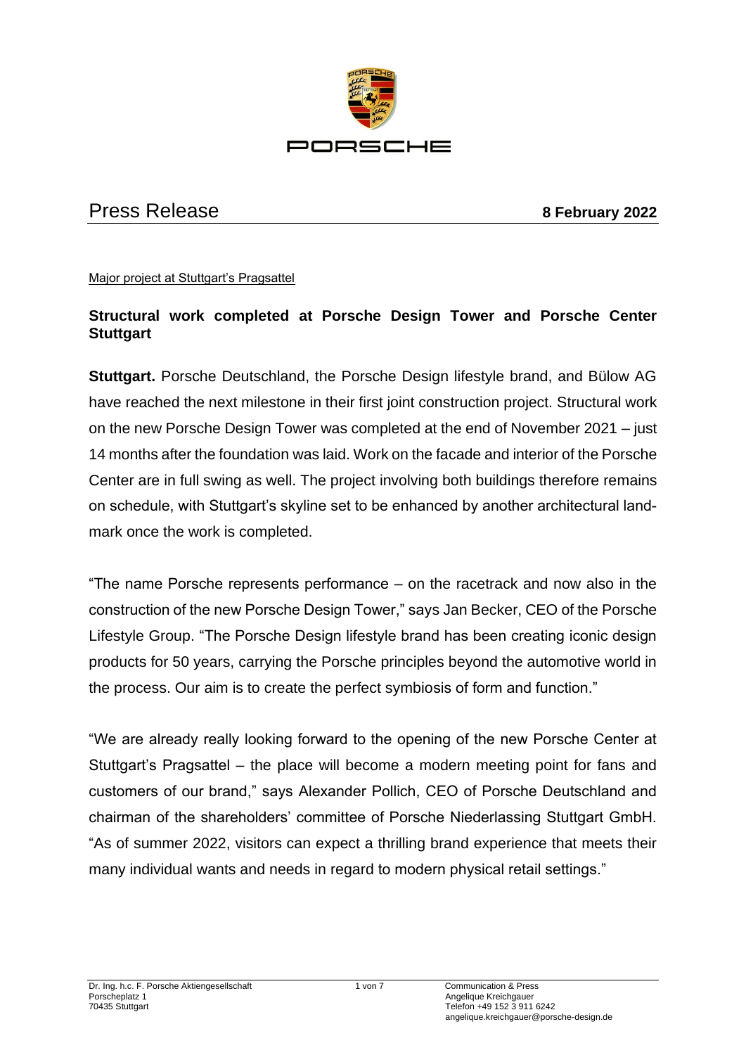# Press Release

**8 February 2022**

Major project at Stuttgart's Pragsattel

## Structural work completed at Porsche Design Tower and Porsche Center Stuttgart

**Stuttgart.** Porsche Deutschland, the Porsche Design lifestyle brand, and Bülow AG have reached the next milestone in their first joint construction project. Structural work on the new Porsche Design Tower was completed at the end of November 2021 – just 14 months after the foundation was laid. Work on the facade and interior of the Porsche Center are in full swing as well. The project involving both buildings therefore remains on schedule, with Stuttgart's skyline set to be enhanced by another architectural landmark once the work is completed.

"The name Porsche represents performance – on the racetrack and now also in the construction of the new Porsche Design Tower," says Jan Becker, CEO of the Porsche Lifestyle Group. "The Porsche Design lifestyle brand has been creating iconic design products for 50 years, carrying the Porsche principles beyond the automotive world in the process. Our aim is to create the perfect symbiosis of form and function."

"We are already really looking forward to the opening of the new Porsche Center at Stuttgart's Pragsattel – the place will become a modern meeting point for fans and customers of our brand," says Alexander Pollich, CEO of Porsche Deutschland and chairman of the shareholders' committee of Porsche Niederlassing Stuttgart GmbH. "As of summer 2022, visitors can expect a thrilling brand experience that meets their many individual wants and needs in regard to modern physical retail settings."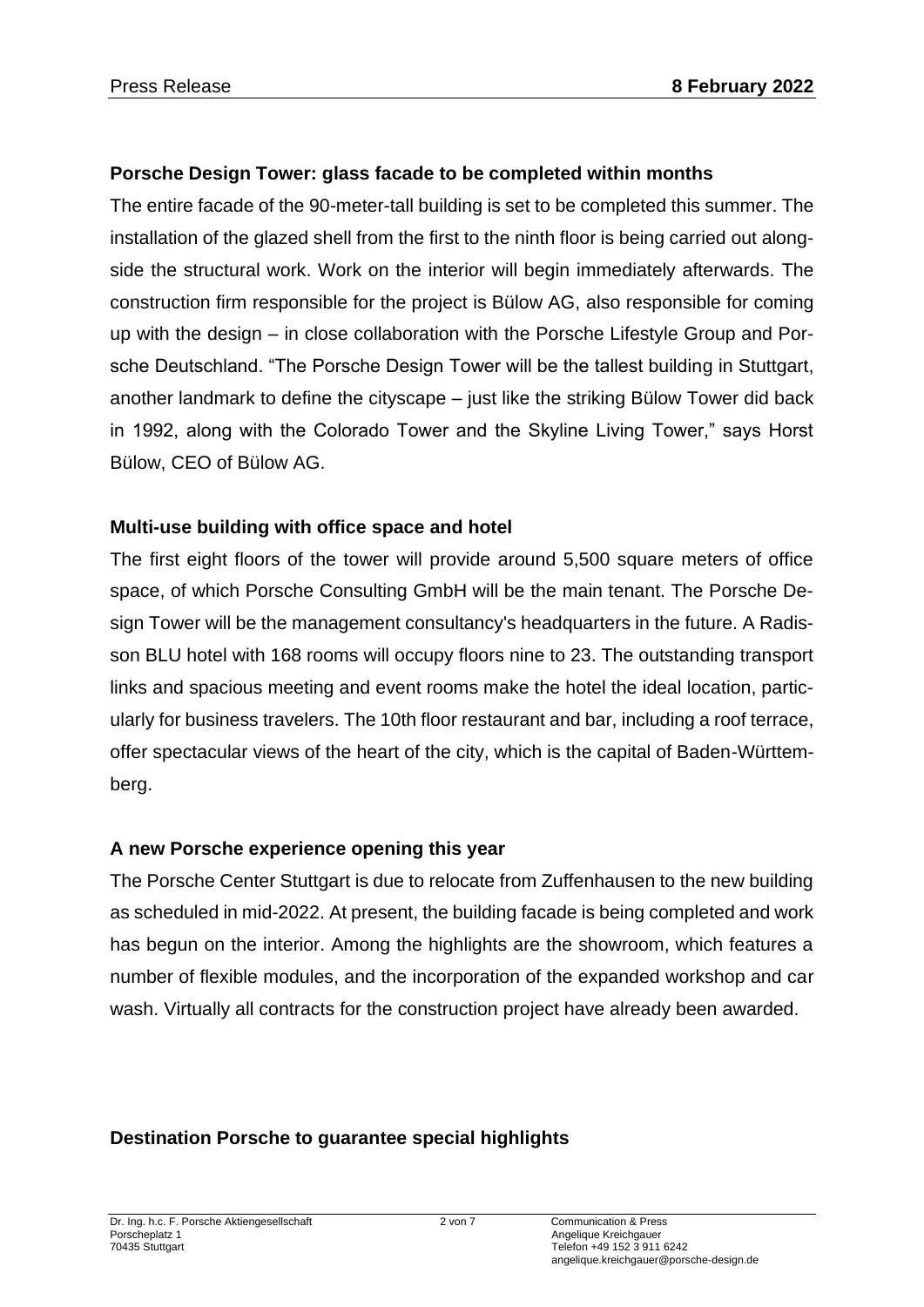## Porsche Design Tower: glass facade to be completed within months

The entire facade of the 90-meter-tall building is set to be completed this summer. The installation of the glazed shell from the first to the ninth floor is being carried out alongside the structural work. Work on the interior will begin immediately afterwards. The construction firm responsible for the project is Bülow AG, also responsible for coming up with the design – in close collaboration with the Porsche Lifestyle Group and Porsche Deutschland. "The Porsche Design Tower will be the tallest building in Stuttgart, another landmark to define the cityscape – just like the striking Bülow Tower did back in 1992, along with the Colorado Tower and the Skyline Living Tower," says Horst Bülow, CEO of Bülow AG.

## Multi-use building with office space and hotel

The first eight floors of the tower will provide around 5,500 square meters of office space, of which Porsche Consulting GmbH will be the main tenant. The Porsche Design Tower will be the management consultancy's headquarters in the future. A Radisson BLU hotel with 168 rooms will occupy floors nine to 23. The outstanding transport links and spacious meeting and event rooms make the hotel the ideal location, particularly for business travelers. The 10th floor restaurant and bar, including a roof terrace, offer spectacular views of the heart of the city, which is the capital of Baden-Württemberg.

## A new Porsche experience opening this year

The Porsche Center Stuttgart is due to relocate from Zuffenhausen to the new building as scheduled in mid-2022. At present, the building facade is being completed and work has begun on the interior. Among the highlights are the showroom, which features a number of flexible modules, and the incorporation of the expanded workshop and car wash. Virtually all contracts for the construction project have already been awarded.

## Destination Porsche to guarantee special highlights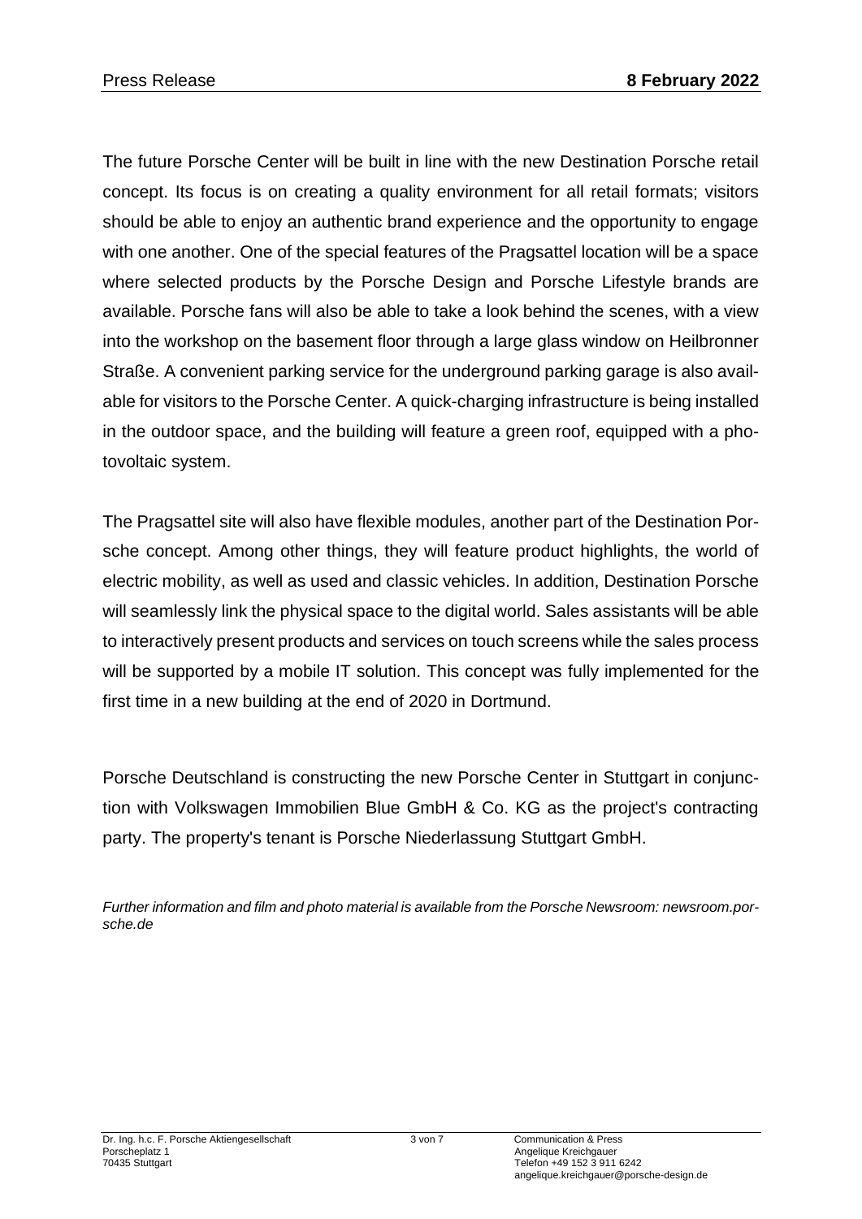The future Porsche Center will be built in line with the new Destination Porsche retail concept. Its focus is on creating a quality environment for all retail formats; visitors should be able to enjoy an authentic brand experience and the opportunity to engage with one another. One of the special features of the Pragsattel location will be a space where selected products by the Porsche Design and Porsche Lifestyle brands are available. Porsche fans will also be able to take a look behind the scenes, with a view into the workshop on the basement floor through a large glass window on Heilbronner Straße. A convenient parking service for the underground parking garage is also available for visitors to the Porsche Center. A quick-charging infrastructure is being installed in the outdoor space, and the building will feature a green roof, equipped with a photovoltaic system.

The Pragsattel site will also have flexible modules, another part of the Destination Porsche concept. Among other things, they will feature product highlights, the world of electric mobility, as well as used and classic vehicles. In addition, Destination Porsche will seamlessly link the physical space to the digital world. Sales assistants will be able to interactively present products and services on touch screens while the sales process will be supported by a mobile IT solution. This concept was fully implemented for the first time in a new building at the end of 2020 in Dortmund.

Porsche Deutschland is constructing the new Porsche Center in Stuttgart in conjunction with Volkswagen Immobilien Blue GmbH & Co. KG as the project's contracting party. The property's tenant is Porsche Niederlassung Stuttgart GmbH.

*Further information and film and photo material is available from the Porsche Newsroom: newsroom.porsche.de*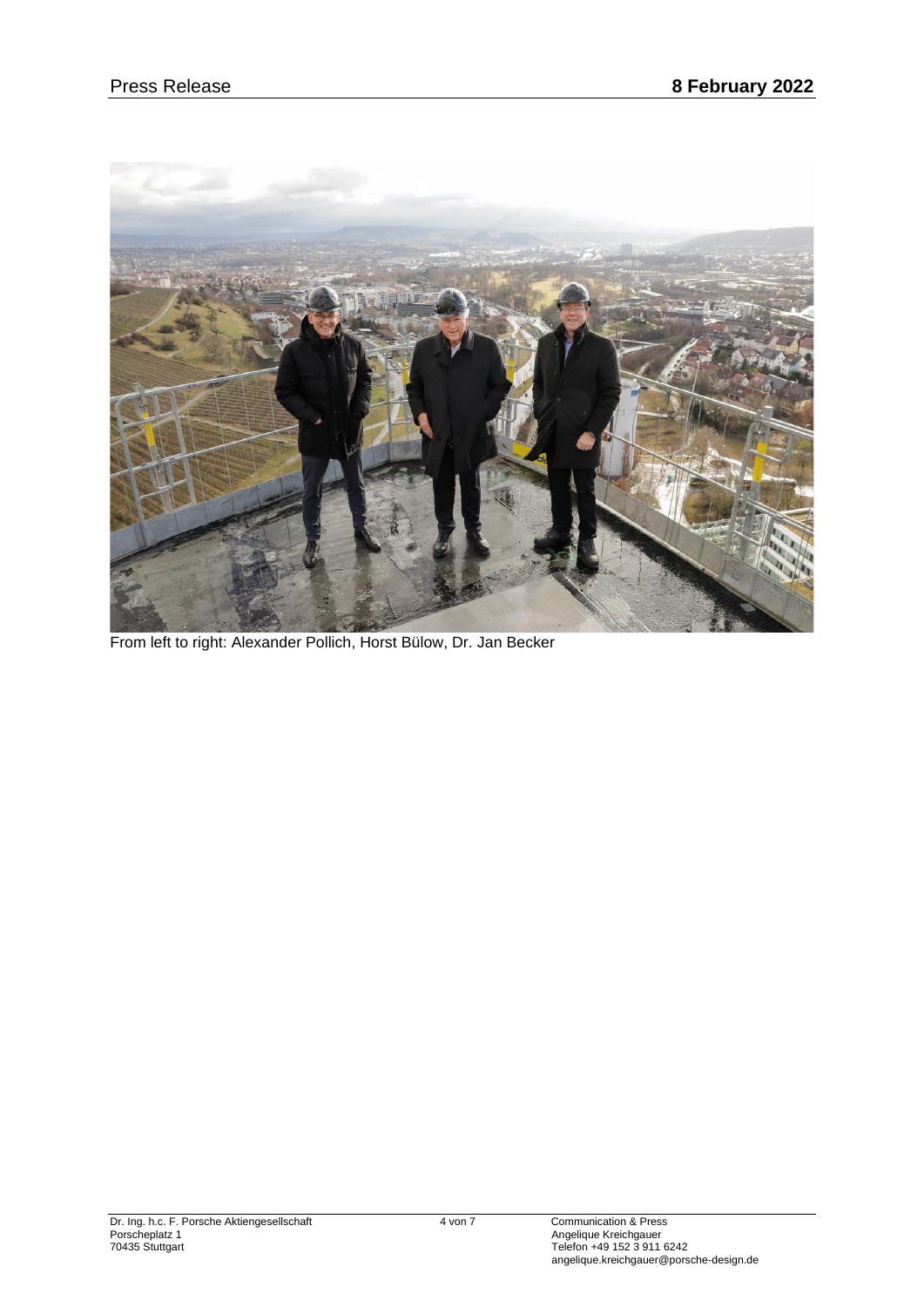From left to right: Alexander Pollich, Horst Bülow, Dr. Jan Becker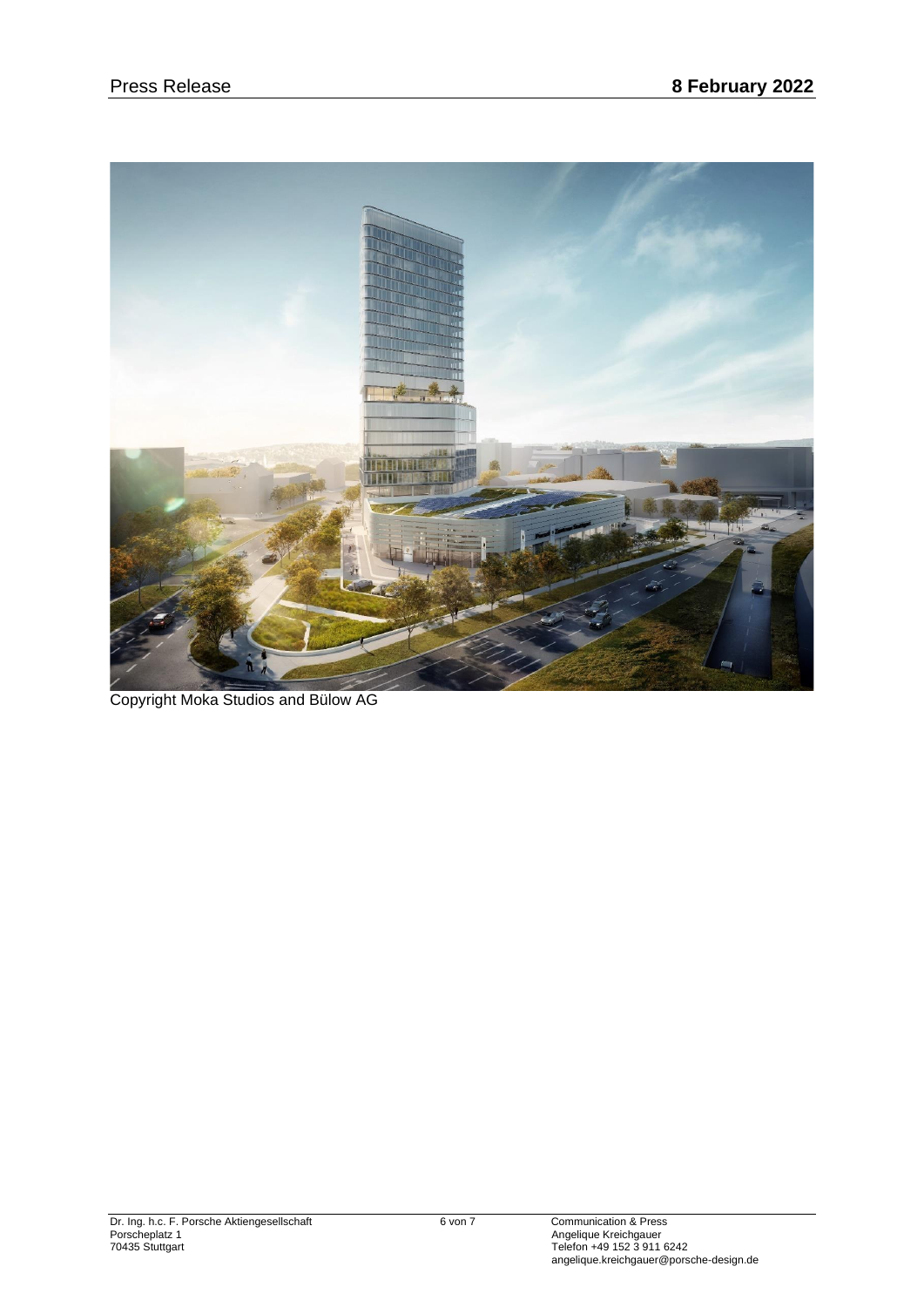Copyright Moka Studios and Bülow AG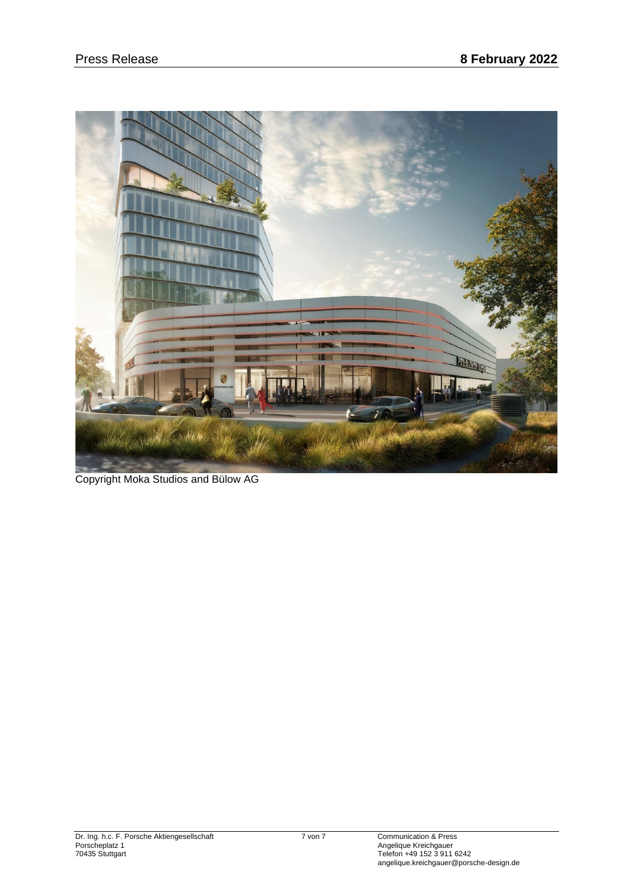Copyright Moka Studios and Bülow AG